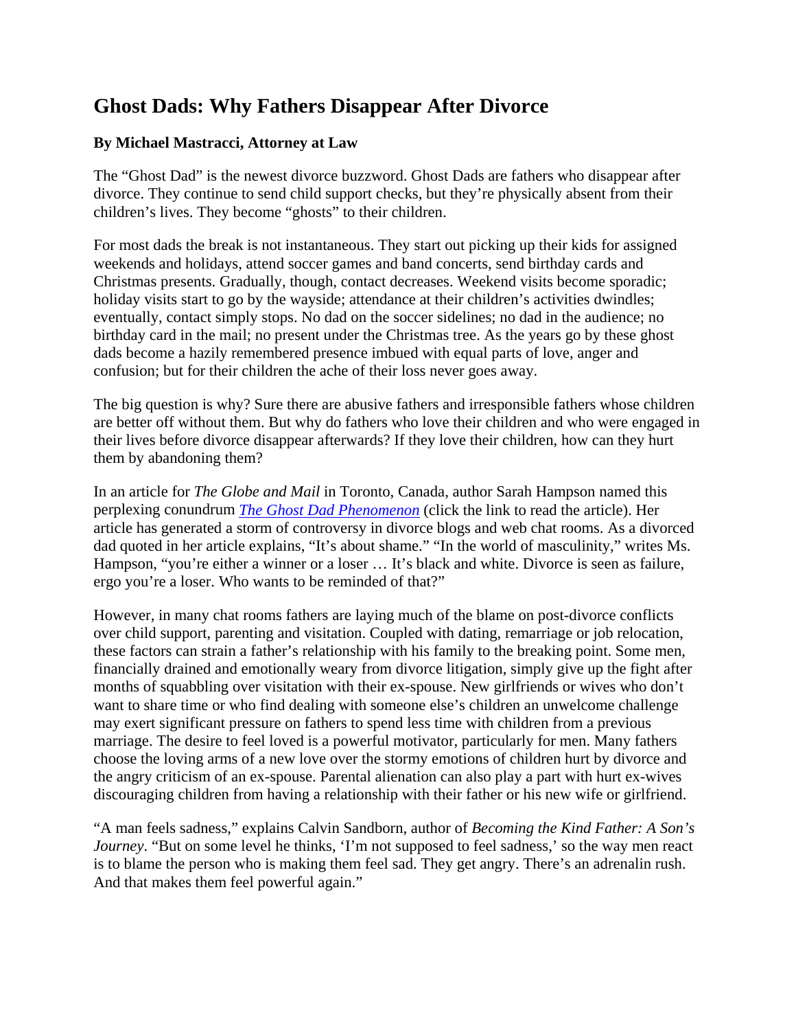# Ghost Dads: Why Fathers Disappear After Divorce

**By Michael Mastracci, Attorney at Law**

The "Ghost Dad" is the newest divorce buzzword. Ghost Dads are fathers who disappear after divorce. They continue to send child support checks, but they're physically absent from their children's lives. They become "ghosts" to their children.

For most dads the break is not instantaneous. They start out picking up their kids for assigned weekends and holidays, attend soccer games and band concerts, send birthday cards and Christmas presents. Gradually, though, contact decreases. Weekend visits become sporadic; holiday visits start to go by the wayside; attendance at their children's activities dwindles; eventually, contact simply stops. No dad on the soccer sidelines; no dad in the audience; no birthday card in the mail; no present under the Christmas tree. As the years go by these ghost dads become a hazily remembered presence imbued with equal parts of love, anger and confusion; but for their children the ache of their loss never goes away.

The big question is why? Sure there are abusive fathers and irresponsible fathers whose children are better off without them. But why do fathers who love their children and who were engaged in their lives before divorce disappear afterwards? If they love their children, how can they hurt them by abandoning them?

In an article for *The Globe and Mail* in Toronto, Canada, author Sarah Hampson named this perplexing conundrum *The Ghost Dad Phenomenon* (click the link to read the article). Her article has generated a storm of controversy in divorce blogs and web chat rooms. As a divorced dad quoted in her article explains, "It's about shame." "In the world of masculinity," writes Ms. Hampson, "you're either a winner or a loser … It's black and white. Divorce is seen as failure, ergo you're a loser. Who wants to be reminded of that?"

However, in many chat rooms fathers are laying much of the blame on post-divorce conflicts over child support, parenting and visitation. Coupled with dating, remarriage or job relocation, these factors can strain a father's relationship with his family to the breaking point. Some men, financially drained and emotionally weary from divorce litigation, simply give up the fight after months of squabbling over visitation with their ex-spouse. New girlfriends or wives who don't want to share time or who find dealing with someone else's children an unwelcome challenge may exert significant pressure on fathers to spend less time with children from a previous marriage. The desire to feel loved is a powerful motivator, particularly for men. Many fathers choose the loving arms of a new love over the stormy emotions of children hurt by divorce and the angry criticism of an ex-spouse. Parental alienation can also play a part with hurt ex-wives discouraging children from having a relationship with their father or his new wife or girlfriend.

"A man feels sadness," explains Calvin Sandborn, author of *Becoming the Kind Father: A Son's Journey*. "But on some level he thinks, 'I'm not supposed to feel sadness,' so the way men react is to blame the person who is making them feel sad. They get angry. There's an adrenalin rush. And that makes them feel powerful again."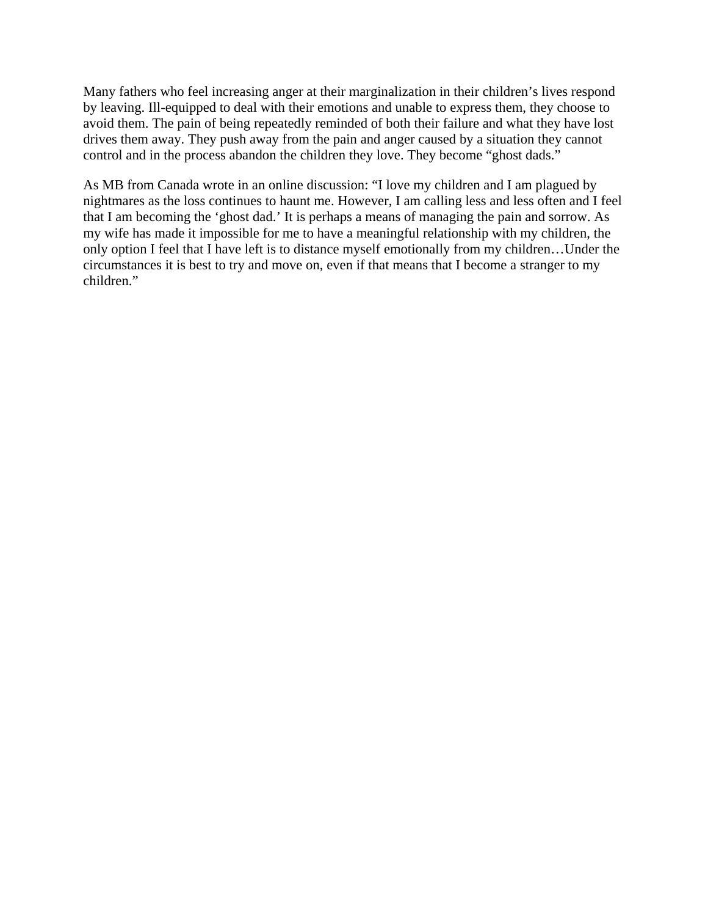Many fathers who feel increasing anger at their marginalization in their children's lives respond by leaving. Ill-equipped to deal with their emotions and unable to express them, they choose to avoid them. The pain of being repeatedly reminded of both their failure and what they have lost drives them away. They push away from the pain and anger caused by a situation they cannot control and in the process abandon the children they love. They become "ghost dads."

As MB from Canada wrote in an online discussion: "I love my children and I am plagued by nightmares as the loss continues to haunt me. However, I am calling less and less often and I feel that I am becoming the 'ghost dad.' It is perhaps a means of managing the pain and sorrow. As my wife has made it impossible for me to have a meaningful relationship with my children, the only option I feel that I have left is to distance myself emotionally from my children…Under the circumstances it is best to try and move on, even if that means that I become a stranger to my children."